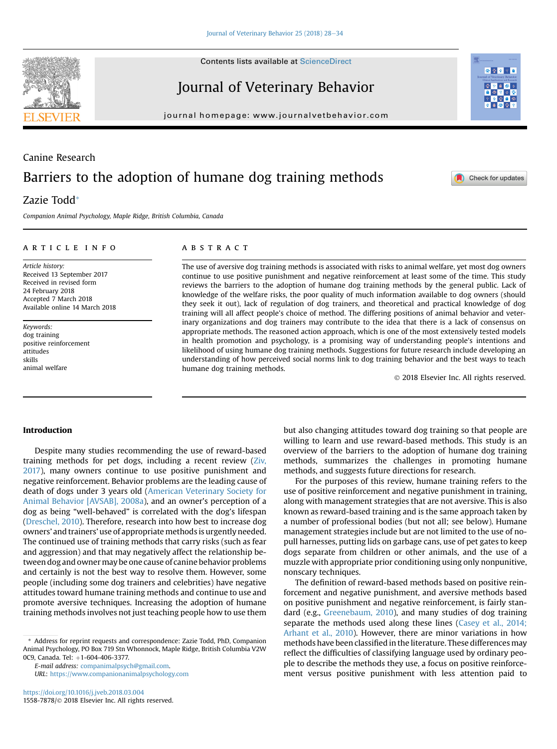Canine Research

# Barriers to the adoption of humane dog training methods

Zazie Todd*

*Companion Animal Psychology, Maple Ridge, British Columbia, Canada*

## ARTICLE INFO

*Article history:*
Received 13 September 2017
Received in revised form
24 February 2018
Accepted 7 March 2018
Available online 14 March 2018

*Keywords:*
dog training
positive reinforcement
attitudes
skills
animal welfare

## ABSTRACT

The use of aversive dog training methods is associated with risks to animal welfare, yet most dog owners continue to use positive punishment and negative reinforcement at least some of the time. This study reviews the barriers to the adoption of humane dog training methods by the general public. Lack of knowledge of the welfare risks, the poor quality of much information available to dog owners (should they seek it out), lack of regulation of dog trainers, and theoretical and practical knowledge of dog training will all affect people's choice of method. The differing positions of animal behavior and veterinary organizations and dog trainers may contribute to the idea that there is a lack of consensus on appropriate methods. The reasoned action approach, which is one of the most extensively tested models in health promotion and psychology, is a promising way of understanding people's intentions and likelihood of using humane dog training methods. Suggestions for future research include developing an understanding of how perceived social norms link to dog training behavior and the best ways to teach humane dog training methods.

© 2018 Elsevier Inc. All rights reserved.

## Introduction

Despite many studies recommending the use of reward-based training methods for pet dogs, including a recent review (Ziv, 2017), many owners continue to use positive punishment and negative reinforcement. Behavior problems are the leading cause of death of dogs under 3 years old (American Veterinary Society for Animal Behavior [AVSAB], 2008a), and an owner's perception of a dog as being "well-behaved" is correlated with the dog's lifespan (Dreschel, 2010). Therefore, research into how best to increase dog owners' and trainers' use of appropriate methods is urgently needed. The continued use of training methods that carry risks (such as fear and aggression) and that may negatively affect the relationship between dog and owner may be one cause of canine behavior problems and certainly is not the best way to resolve them. However, some people (including some dog trainers and celebrities) have negative attitudes toward humane training methods and continue to use and promote aversive techniques. Increasing the adoption of humane training methods involves not just teaching people how to use them but also changing attitudes toward dog training so that people are willing to learn and use reward-based methods. This study is an overview of the barriers to the adoption of humane dog training methods, summarizes the challenges in promoting humane methods, and suggests future directions for research.

For the purposes of this review, humane training refers to the use of positive reinforcement and negative punishment in training, along with management strategies that are not aversive. This is also known as reward-based training and is the same approach taken by a number of professional bodies (but not all; see below). Humane management strategies include but are not limited to the use of no-pull harnesses, putting lids on garbage cans, use of pet gates to keep dogs separate from children or other animals, and the use of a muzzle with appropriate prior conditioning using only nonpunitive, nonscary techniques.

The definition of reward-based methods based on positive reinforcement and negative punishment, and aversive methods based on positive punishment and negative reinforcement, is fairly standard (e.g., Greenebaum, 2010), and many studies of dog training separate the methods used along these lines (Casey et al., 2014; Arhant et al., 2010). However, there are minor variations in how methods have been classified in the literature. These differences may reflect the difficulties of classifying language used by ordinary people to describe the methods they use, a focus on positive reinforcement versus positive punishment with less attention paid to

---

\* Address for reprint requests and correspondence: Zazie Todd, PhD, Companion Animal Psychology, PO Box 719 Stn Whonnock, Maple Ridge, British Columbia V2W 0C9, Canada. Tel: +1-604-406-3377.

*E-mail address:* companimalpsych@gmail.com.

*URL:* https://www.companionanimalpsychology.com

https://doi.org/10.1016/j.jveb.2018.03.004
1558-7878/© 2018 Elsevier Inc. All rights reserved.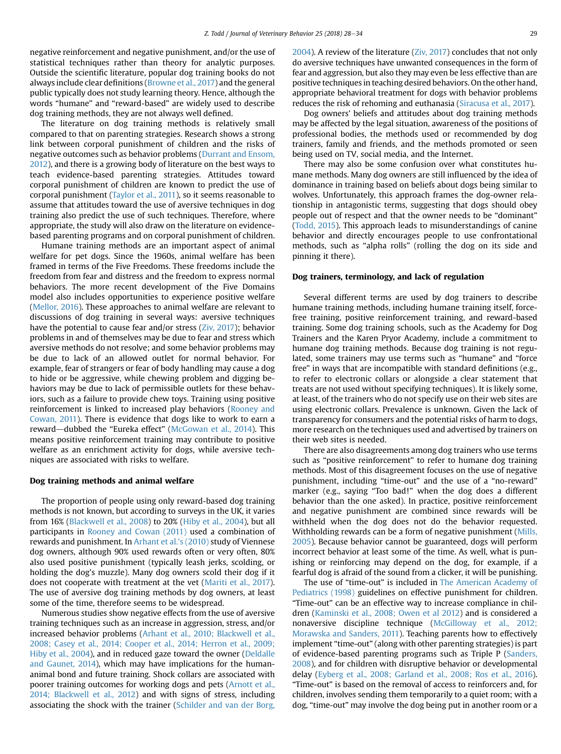negative reinforcement and negative punishment, and/or the use of statistical techniques rather than theory for analytic purposes. Outside the scientific literature, popular dog training books do not always include clear definitions (Browne et al., 2017) and the general public typically does not study learning theory. Hence, although the words "humane" and "reward-based" are widely used to describe dog training methods, they are not always well defined.

The literature on dog training methods is relatively small compared to that on parenting strategies. Research shows a strong link between corporal punishment of children and the risks of negative outcomes such as behavior problems (Durrant and Ensom, 2012), and there is a growing body of literature on the best ways to teach evidence-based parenting strategies. Attitudes toward corporal punishment of children are known to predict the use of corporal punishment (Taylor et al., 2011), so it seems reasonable to assume that attitudes toward the use of aversive techniques in dog training also predict the use of such techniques. Therefore, where appropriate, the study will also draw on the literature on evidence-based parenting programs and on corporal punishment of children.

Humane training methods are an important aspect of animal welfare for pet dogs. Since the 1960s, animal welfare has been framed in terms of the Five Freedoms. These freedoms include the freedom from fear and distress and the freedom to express normal behaviors. The more recent development of the Five Domains model also includes opportunities to experience positive welfare (Mellor, 2016). These approaches to animal welfare are relevant to discussions of dog training in several ways: aversive techniques have the potential to cause fear and/or stress (Ziv, 2017); behavior problems in and of themselves may be due to fear and stress which aversive methods do not resolve; and some behavior problems may be due to lack of an allowed outlet for normal behavior. For example, fear of strangers or fear of body handling may cause a dog to hide or be aggressive, while chewing problem and digging behaviors may be due to lack of permissible outlets for these behaviors, such as a failure to provide chew toys. Training using positive reinforcement is linked to increased play behaviors (Rooney and Cowan, 2011). There is evidence that dogs like to work to earn a reward—dubbed the "Eureka effect" (McGowan et al., 2014). This means positive reinforcement training may contribute to positive welfare as an enrichment activity for dogs, while aversive techniques are associated with risks to welfare.

## Dog training methods and animal welfare

The proportion of people using only reward-based dog training methods is not known, but according to surveys in the UK, it varies from 16% (Blackwell et al., 2008) to 20% (Hiby et al., 2004), but all participants in Rooney and Cowan (2011) used a combination of rewards and punishment. In Arhant et al.'s (2010) study of Viennese dog owners, although 90% used rewards often or very often, 80% also used positive punishment (typically leash jerks, scolding, or holding the dog's muzzle). Many dog owners scold their dog if it does not cooperate with treatment at the vet (Mariti et al., 2017). The use of aversive dog training methods by dog owners, at least some of the time, therefore seems to be widespread.

Numerous studies show negative effects from the use of aversive training techniques such as an increase in aggression, stress, and/or increased behavior problems (Arhant et al., 2010; Blackwell et al., 2008; Casey et al., 2014; Cooper et al., 2014; Herron et al., 2009; Hiby et al., 2004), and in reduced gaze toward the owner (Deldalle and Gaunet, 2014), which may have implications for the human-animal bond and future training. Shock collars are associated with poorer training outcomes for working dogs and pets (Arnott et al., 2014; Blackwell et al., 2012) and with signs of stress, including associating the shock with the trainer (Schilder and van der Borg, 2004). A review of the literature (Ziv, 2017) concludes that not only do aversive techniques have unwanted consequences in the form of fear and aggression, but also they may even be less effective than are positive techniques in teaching desired behaviors. On the other hand, appropriate behavioral treatment for dogs with behavior problems reduces the risk of rehoming and euthanasia (Siracusa et al., 2017).

Dog owners' beliefs and attitudes about dog training methods may be affected by the legal situation, awareness of the positions of professional bodies, the methods used or recommended by dog trainers, family and friends, and the methods promoted or seen being used on TV, social media, and the Internet.

There may also be some confusion over what constitutes humane methods. Many dog owners are still influenced by the idea of dominance in training based on beliefs about dogs being similar to wolves. Unfortunately, this approach frames the dog-owner relationship in antagonistic terms, suggesting that dogs should obey people out of respect and that the owner needs to be "dominant" (Todd, 2015). This approach leads to misunderstandings of canine behavior and directly encourages people to use confrontational methods, such as "alpha rolls" (rolling the dog on its side and pinning it there).

## Dog trainers, terminology, and lack of regulation

Several different terms are used by dog trainers to describe humane training methods, including humane training itself, force-free training, positive reinforcement training, and reward-based training. Some dog training schools, such as the Academy for Dog Trainers and the Karen Pryor Academy, include a commitment to humane dog training methods. Because dog training is not regulated, some trainers may use terms such as "humane" and "force free" in ways that are incompatible with standard definitions (e.g., to refer to electronic collars or alongside a clear statement that treats are not used without specifying techniques). It is likely some, at least, of the trainers who do not specify use on their web sites are using electronic collars. Prevalence is unknown. Given the lack of transparency for consumers and the potential risks of harm to dogs, more research on the techniques used and advertised by trainers on their web sites is needed.

There are also disagreements among dog trainers who use terms such as "positive reinforcement" to refer to humane dog training methods. Most of this disagreement focuses on the use of negative punishment, including "time-out" and the use of a "no-reward" marker (e.g., saying "Too bad!" when the dog does a different behavior than the one asked). In practice, positive reinforcement and negative punishment are combined since rewards will be withheld when the dog does not do the behavior requested. Withholding rewards can be a form of negative punishment (Mills, 2005). Because behavior cannot be guaranteed, dogs will perform incorrect behavior at least some of the time. As well, what is punishing or reinforcing may depend on the dog, for example, if a fearful dog is afraid of the sound from a clicker, it will be punishing.

The use of "time-out" is included in The American Academy of Pediatrics (1998) guidelines on effective punishment for children. "Time-out" can be an effective way to increase compliance in children (Kaminski et al., 2008; Owen et al 2012) and is considered a nonaversive discipline technique (McGilloway et al., 2012; Morawska and Sanders, 2011). Teaching parents how to effectively implement "time-out" (along with other parenting strategies) is part of evidence-based parenting programs such as Triple P (Sanders, 2008), and for children with disruptive behavior or developmental delay (Eyberg et al., 2008; Garland et al., 2008; Ros et al., 2016). "Time-out" is based on the removal of access to reinforcers and, for children, involves sending them temporarily to a quiet room; with a dog, "time-out" may involve the dog being put in another room or a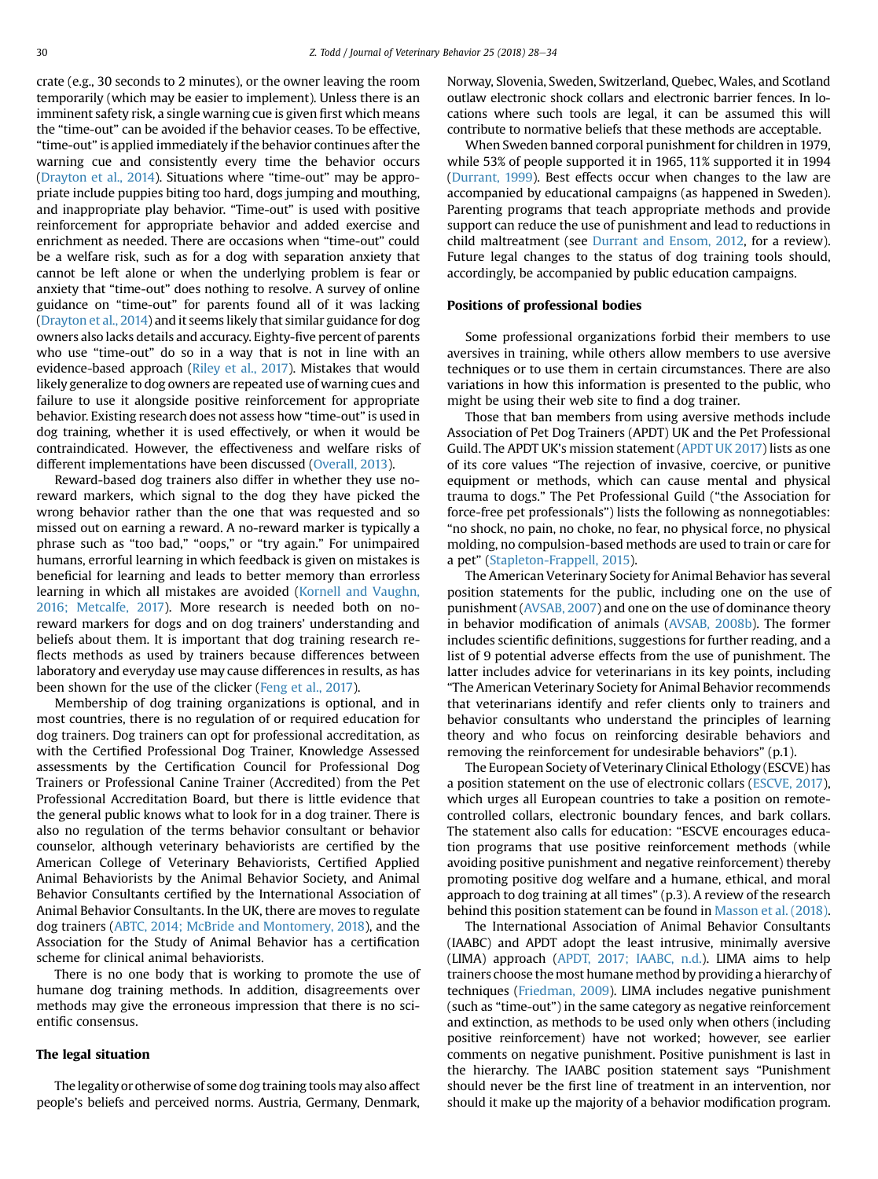crate (e.g., 30 seconds to 2 minutes), or the owner leaving the room temporarily (which may be easier to implement). Unless there is an imminent safety risk, a single warning cue is given first which means the "time-out" can be avoided if the behavior ceases. To be effective, "time-out" is applied immediately if the behavior continues after the warning cue and consistently every time the behavior occurs (Drayton et al., 2014). Situations where "time-out" may be appropriate include puppies biting too hard, dogs jumping and mouthing, and inappropriate play behavior. "Time-out" is used with positive reinforcement for appropriate behavior and added exercise and enrichment as needed. There are occasions when "time-out" could be a welfare risk, such as for a dog with separation anxiety that cannot be left alone or when the underlying problem is fear or anxiety that "time-out" does nothing to resolve. A survey of online guidance on "time-out" for parents found all of it was lacking (Drayton et al., 2014) and it seems likely that similar guidance for dog owners also lacks details and accuracy. Eighty-five percent of parents who use "time-out" do so in a way that is not in line with an evidence-based approach (Riley et al., 2017). Mistakes that would likely generalize to dog owners are repeated use of warning cues and failure to use it alongside positive reinforcement for appropriate behavior. Existing research does not assess how "time-out" is used in dog training, whether it is used effectively, or when it would be contraindicated. However, the effectiveness and welfare risks of different implementations have been discussed (Overall, 2013).

Reward-based dog trainers also differ in whether they use no-reward markers, which signal to the dog they have picked the wrong behavior rather than the one that was requested and so missed out on earning a reward. A no-reward marker is typically a phrase such as "too bad," "oops," or "try again." For unimpaired humans, errorful learning in which feedback is given on mistakes is beneficial for learning and leads to better memory than errorless learning in which all mistakes are avoided (Kornell and Vaughn, 2016; Metcalfe, 2017). More research is needed both on no-reward markers for dogs and on dog trainers' understanding and beliefs about them. It is important that dog training research reflects methods as used by trainers because differences between laboratory and everyday use may cause differences in results, as has been shown for the use of the clicker (Feng et al., 2017).

Membership of dog training organizations is optional, and in most countries, there is no regulation of or required education for dog trainers. Dog trainers can opt for professional accreditation, as with the Certified Professional Dog Trainer, Knowledge Assessed assessments by the Certification Council for Professional Dog Trainers or Professional Canine Trainer (Accredited) from the Pet Professional Accreditation Board, but there is little evidence that the general public knows what to look for in a dog trainer. There is also no regulation of the terms behavior consultant or behavior counselor, although veterinary behaviorists are certified by the American College of Veterinary Behaviorists, Certified Applied Animal Behaviorists by the Animal Behavior Society, and Animal Behavior Consultants certified by the International Association of Animal Behavior Consultants. In the UK, there are moves to regulate dog trainers (ABTC, 2014; McBride and Montomery, 2018), and the Association for the Study of Animal Behavior has a certification scheme for clinical animal behaviorists.

There is no one body that is working to promote the use of humane dog training methods. In addition, disagreements over methods may give the erroneous impression that there is no scientific consensus.

## The legal situation

The legality or otherwise of some dog training tools may also affect people's beliefs and perceived norms. Austria, Germany, Denmark, Norway, Slovenia, Sweden, Switzerland, Quebec, Wales, and Scotland outlaw electronic shock collars and electronic barrier fences. In locations where such tools are legal, it can be assumed this will contribute to normative beliefs that these methods are acceptable.

When Sweden banned corporal punishment for children in 1979, while 53% of people supported it in 1965, 11% supported it in 1994 (Durrant, 1999). Best effects occur when changes to the law are accompanied by educational campaigns (as happened in Sweden). Parenting programs that teach appropriate methods and provide support can reduce the use of punishment and lead to reductions in child maltreatment (see Durrant and Ensom, 2012, for a review). Future legal changes to the status of dog training tools should, accordingly, be accompanied by public education campaigns.

## Positions of professional bodies

Some professional organizations forbid their members to use aversives in training, while others allow members to use aversive techniques or to use them in certain circumstances. There are also variations in how this information is presented to the public, who might be using their web site to find a dog trainer.

Those that ban members from using aversive methods include Association of Pet Dog Trainers (APDT) UK and the Pet Professional Guild. The APDT UK's mission statement (APDT UK 2017) lists as one of its core values "The rejection of invasive, coercive, or punitive equipment or methods, which can cause mental and physical trauma to dogs." The Pet Professional Guild ("the Association for force-free pet professionals") lists the following as nonnegotiables: "no shock, no pain, no choke, no fear, no physical force, no physical molding, no compulsion-based methods are used to train or care for a pet" (Stapleton-Frappell, 2015).

The American Veterinary Society for Animal Behavior has several position statements for the public, including one on the use of punishment (AVSAB, 2007) and one on the use of dominance theory in behavior modification of animals (AVSAB, 2008b). The former includes scientific definitions, suggestions for further reading, and a list of 9 potential adverse effects from the use of punishment. The latter includes advice for veterinarians in its key points, including "The American Veterinary Society for Animal Behavior recommends that veterinarians identify and refer clients only to trainers and behavior consultants who understand the principles of learning theory and who focus on reinforcing desirable behaviors and removing the reinforcement for undesirable behaviors" (p.1).

The European Society of Veterinary Clinical Ethology (ESCVE) has a position statement on the use of electronic collars (ESCVE, 2017), which urges all European countries to take a position on remote-controlled collars, electronic boundary fences, and bark collars. The statement also calls for education: "ESCVE encourages education programs that use positive reinforcement methods (while avoiding positive punishment and negative reinforcement) thereby promoting positive dog welfare and a humane, ethical, and moral approach to dog training at all times" (p.3). A review of the research behind this position statement can be found in Masson et al. (2018).

The International Association of Animal Behavior Consultants (IAABC) and APDT adopt the least intrusive, minimally aversive (LIMA) approach (APDT, 2017; IAABC, n.d.). LIMA aims to help trainers choose the most humane method by providing a hierarchy of techniques (Friedman, 2009). LIMA includes negative punishment (such as "time-out") in the same category as negative reinforcement and extinction, as methods to be used only when others (including positive reinforcement) have not worked; however, see earlier comments on negative punishment. Positive punishment is last in the hierarchy. The IAABC position statement says "Punishment should never be the first line of treatment in an intervention, nor should it make up the majority of a behavior modification program.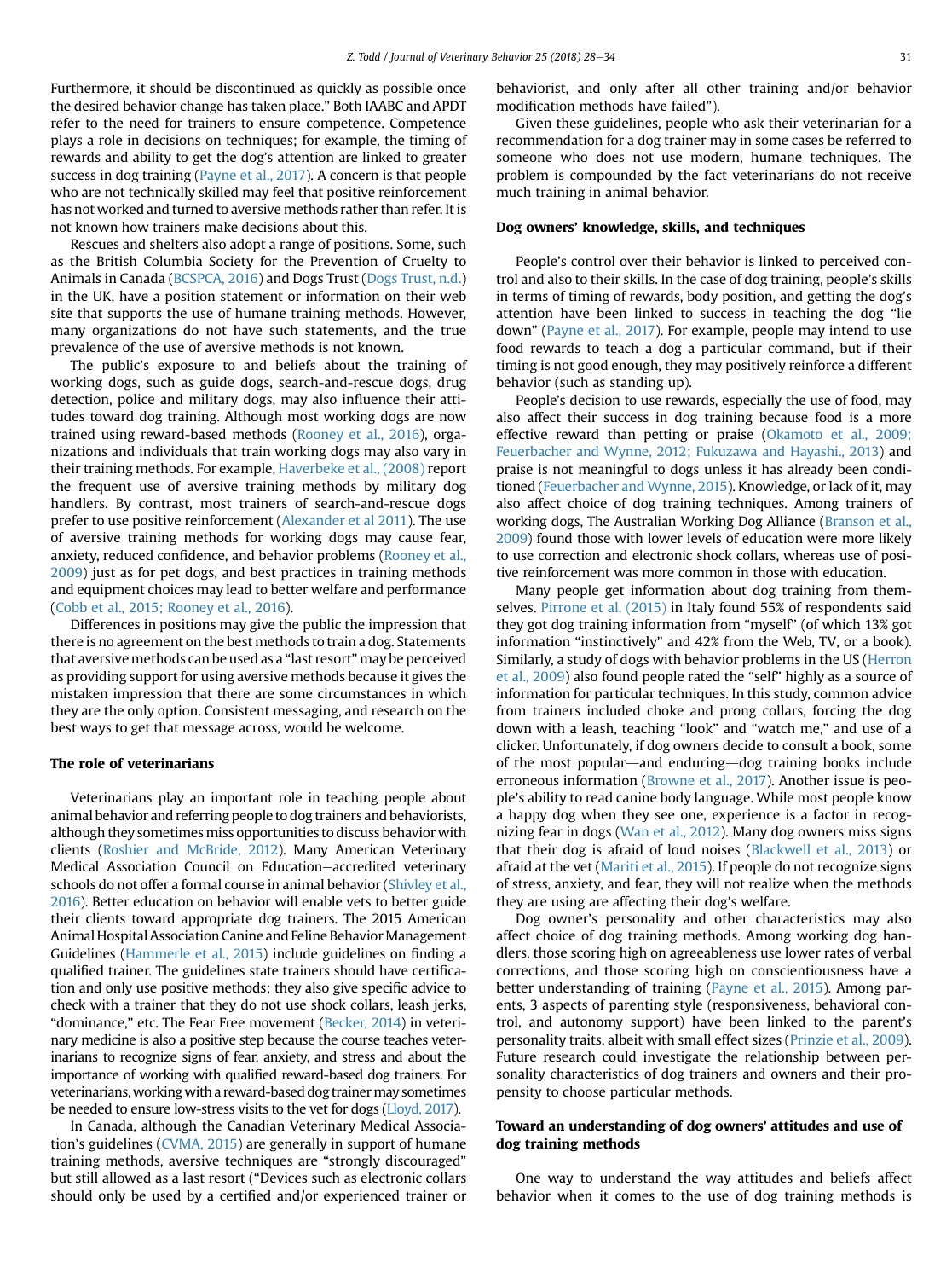Furthermore, it should be discontinued as quickly as possible once the desired behavior change has taken place." Both IAABC and APDT refer to the need for trainers to ensure competence. Competence plays a role in decisions on techniques; for example, the timing of rewards and ability to get the dog's attention are linked to greater success in dog training (Payne et al., 2017). A concern is that people who are not technically skilled may feel that positive reinforcement has not worked and turned to aversive methods rather than refer. It is not known how trainers make decisions about this.

Rescues and shelters also adopt a range of positions. Some, such as the British Columbia Society for the Prevention of Cruelty to Animals in Canada (BCSPCA, 2016) and Dogs Trust (Dogs Trust, n.d.) in the UK, have a position statement or information on their web site that supports the use of humane training methods. However, many organizations do not have such statements, and the true prevalence of the use of aversive methods is not known.

The public's exposure to and beliefs about the training of working dogs, such as guide dogs, search-and-rescue dogs, drug detection, police and military dogs, may also influence their attitudes toward dog training. Although most working dogs are now trained using reward-based methods (Rooney et al., 2016), organizations and individuals that train working dogs may also vary in their training methods. For example, Haverbeke et al., (2008) report the frequent use of aversive training methods by military dog handlers. By contrast, most trainers of search-and-rescue dogs prefer to use positive reinforcement (Alexander et al 2011). The use of aversive training methods for working dogs may cause fear, anxiety, reduced confidence, and behavior problems (Rooney et al., 2009) just as for pet dogs, and best practices in training methods and equipment choices may lead to better welfare and performance (Cobb et al., 2015; Rooney et al., 2016).

Differences in positions may give the public the impression that there is no agreement on the best methods to train a dog. Statements that aversive methods can be used as a "last resort" may be perceived as providing support for using aversive methods because it gives the mistaken impression that there are some circumstances in which they are the only option. Consistent messaging, and research on the best ways to get that message across, would be welcome.

## The role of veterinarians

Veterinarians play an important role in teaching people about animal behavior and referring people to dog trainers and behaviorists, although they sometimes miss opportunities to discuss behavior with clients (Roshier and McBride, 2012). Many American Veterinary Medical Association Council on Education–accredited veterinary schools do not offer a formal course in animal behavior (Shivley et al., 2016). Better education on behavior will enable vets to better guide their clients toward appropriate dog trainers. The 2015 American Animal Hospital Association Canine and Feline Behavior Management Guidelines (Hammerle et al., 2015) include guidelines on finding a qualified trainer. The guidelines state trainers should have certification and only use positive methods; they also give specific advice to check with a trainer that they do not use shock collars, leash jerks, "dominance," etc. The Fear Free movement (Becker, 2014) in veterinary medicine is also a positive step because the course teaches veterinarians to recognize signs of fear, anxiety, and stress and about the importance of working with qualified reward-based dog trainers. For veterinarians, working with a reward-based dog trainer may sometimes be needed to ensure low-stress visits to the vet for dogs (Lloyd, 2017).

In Canada, although the Canadian Veterinary Medical Association's guidelines (CVMA, 2015) are generally in support of humane training methods, aversive techniques are "strongly discouraged" but still allowed as a last resort ("Devices such as electronic collars should only be used by a certified and/or experienced trainer or behaviorist, and only after all other training and/or behavior modification methods have failed").

Given these guidelines, people who ask their veterinarian for a recommendation for a dog trainer may in some cases be referred to someone who does not use modern, humane techniques. The problem is compounded by the fact veterinarians do not receive much training in animal behavior.

## Dog owners' knowledge, skills, and techniques

People's control over their behavior is linked to perceived control and also to their skills. In the case of dog training, people's skills in terms of timing of rewards, body position, and getting the dog's attention have been linked to success in teaching the dog "lie down" (Payne et al., 2017). For example, people may intend to use food rewards to teach a dog a particular command, but if their timing is not good enough, they may positively reinforce a different behavior (such as standing up).

People's decision to use rewards, especially the use of food, may also affect their success in dog training because food is a more effective reward than petting or praise (Okamoto et al., 2009; Feuerbacher and Wynne, 2012; Fukuzawa and Hayashi., 2013) and praise is not meaningful to dogs unless it has already been conditioned (Feuerbacher and Wynne, 2015). Knowledge, or lack of it, may also affect choice of dog training techniques. Among trainers of working dogs, The Australian Working Dog Alliance (Branson et al., 2009) found those with lower levels of education were more likely to use correction and electronic shock collars, whereas use of positive reinforcement was more common in those with education.

Many people get information about dog training from themselves. Pirrone et al. (2015) in Italy found 55% of respondents said they got dog training information from "myself" (of which 13% got information "instinctively" and 42% from the Web, TV, or a book). Similarly, a study of dogs with behavior problems in the US (Herron et al., 2009) also found people rated the "self" highly as a source of information for particular techniques. In this study, common advice from trainers included choke and prong collars, forcing the dog down with a leash, teaching "look" and "watch me," and use of a clicker. Unfortunately, if dog owners decide to consult a book, some of the most popular—and enduring—dog training books include erroneous information (Browne et al., 2017). Another issue is people's ability to read canine body language. While most people know a happy dog when they see one, experience is a factor in recognizing fear in dogs (Wan et al., 2012). Many dog owners miss signs that their dog is afraid of loud noises (Blackwell et al., 2013) or afraid at the vet (Mariti et al., 2015). If people do not recognize signs of stress, anxiety, and fear, they will not realize when the methods they are using are affecting their dog's welfare.

Dog owner's personality and other characteristics may also affect choice of dog training methods. Among working dog handlers, those scoring high on agreeableness use lower rates of verbal corrections, and those scoring high on conscientiousness have a better understanding of training (Payne et al., 2015). Among parents, 3 aspects of parenting style (responsiveness, behavioral control, and autonomy support) have been linked to the parent's personality traits, albeit with small effect sizes (Prinzie et al., 2009). Future research could investigate the relationship between personality characteristics of dog trainers and owners and their propensity to choose particular methods.

## Toward an understanding of dog owners' attitudes and use of dog training methods

One way to understand the way attitudes and beliefs affect behavior when it comes to the use of dog training methods is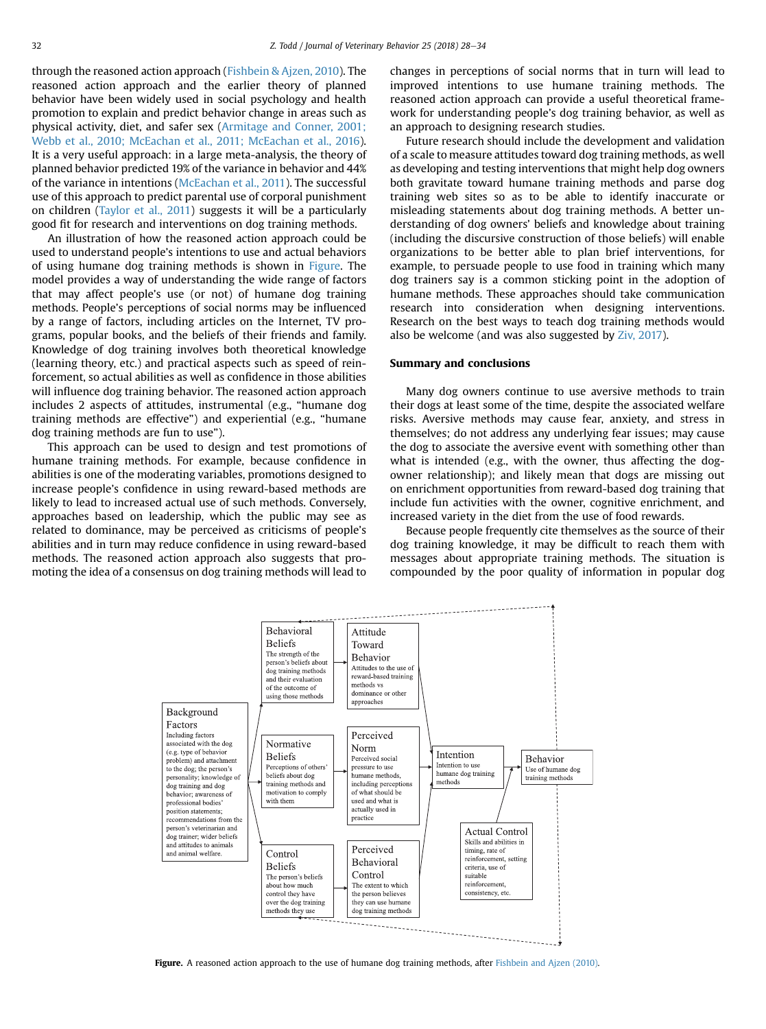through the reasoned action approach (Fishbein & Ajzen, 2010). The reasoned action approach and the earlier theory of planned behavior have been widely used in social psychology and health promotion to explain and predict behavior change in areas such as physical activity, diet, and safer sex (Armitage and Conner, 2001; Webb et al., 2010; McEachan et al., 2011; McEachan et al., 2016). It is a very useful approach: in a large meta-analysis, the theory of planned behavior predicted 19% of the variance in behavior and 44% of the variance in intentions (McEachan et al., 2011). The successful use of this approach to predict parental use of corporal punishment on children (Taylor et al., 2011) suggests it will be a particularly good fit for research and interventions on dog training methods.

An illustration of how the reasoned action approach could be used to understand people's intentions to use and actual behaviors of using humane dog training methods is shown in Figure. The model provides a way of understanding the wide range of factors that may affect people's use (or not) of humane dog training methods. People's perceptions of social norms may be influenced by a range of factors, including articles on the Internet, TV programs, popular books, and the beliefs of their friends and family. Knowledge of dog training involves both theoretical knowledge (learning theory, etc.) and practical aspects such as speed of reinforcement, so actual abilities as well as confidence in those abilities will influence dog training behavior. The reasoned action approach includes 2 aspects of attitudes, instrumental (e.g., "humane dog training methods are effective") and experiential (e.g., "humane dog training methods are fun to use").

This approach can be used to design and test promotions of humane training methods. For example, because confidence in abilities is one of the moderating variables, promotions designed to increase people's confidence in using reward-based methods are likely to lead to increased actual use of such methods. Conversely, approaches based on leadership, which the public may see as related to dominance, may be perceived as criticisms of people's abilities and in turn may reduce confidence in using reward-based methods. The reasoned action approach also suggests that promoting the idea of a consensus on dog training methods will lead to changes in perceptions of social norms that in turn will lead to improved intentions to use humane training methods. The reasoned action approach can provide a useful theoretical framework for understanding people's dog training behavior, as well as an approach to designing research studies.

Future research should include the development and validation of a scale to measure attitudes toward dog training methods, as well as developing and testing interventions that might help dog owners both gravitate toward humane training methods and parse dog training web sites so as to be able to identify inaccurate or misleading statements about dog training methods. A better understanding of dog owners' beliefs and knowledge about training (including the discursive construction of those beliefs) will enable organizations to be better able to plan brief interventions, for example, to persuade people to use food in training which many dog trainers say is a common sticking point in the adoption of humane methods. These approaches should take communication research into consideration when designing interventions. Research on the best ways to teach dog training methods would also be welcome (and was also suggested by Ziv, 2017).

## Summary and conclusions

Many dog owners continue to use aversive methods to train their dogs at least some of the time, despite the associated welfare risks. Aversive methods may cause fear, anxiety, and stress in themselves; do not address any underlying fear issues; may cause the dog to associate the aversive event with something other than what is intended (e.g., with the owner, thus affecting the dog-owner relationship); and likely mean that dogs are missing out on enrichment opportunities from reward-based dog training that include fun activities with the owner, cognitive enrichment, and increased variety in the diet from the use of food rewards.

Because people frequently cite themselves as the source of their dog training knowledge, it may be difficult to reach them with messages about appropriate training methods. The situation is compounded by the poor quality of information in popular dog

**Figure.** A reasoned action approach to the use of humane dog training methods, after Fishbein and Ajzen (2010).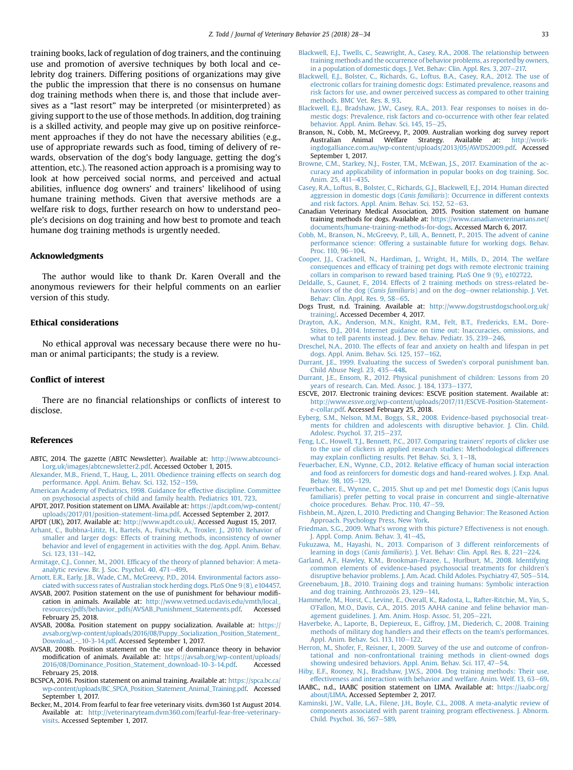training books, lack of regulation of dog trainers, and the continuing use and promotion of aversive techniques by both local and celebrity dog trainers. Differing positions of organizations may give the public the impression that there is no consensus on humane dog training methods when there is, and those that include aversives as a "last resort" may be interpreted (or misinterpreted) as giving support to the use of those methods. In addition, dog training is a skilled activity, and people may give up on positive reinforcement approaches if they do not have the necessary abilities (e.g., use of appropriate rewards such as food, timing of delivery of rewards, observation of the dog's body language, getting the dog's attention, etc.). The reasoned action approach is a promising way to look at how perceived social norms, and perceived and actual abilities, influence dog owners' and trainers' likelihood of using humane training methods. Given that aversive methods are a welfare risk to dogs, further research on how to understand people's decisions on dog training and how best to promote and teach humane dog training methods is urgently needed.

## Acknowledgments

The author would like to thank Dr. Karen Overall and the anonymous reviewers for their helpful comments on an earlier version of this study.

## Ethical considerations

No ethical approval was necessary because there were no human or animal participants; the study is a review.

## Conflict of interest

There are no financial relationships or conflicts of interest to disclose.

## References

ABTC, 2014. The gazette (ABTC Newsletter). Available at: http://www.abtcouncil.org.uk/images/abtcnewsletter2.pdf. Accessed October 1, 2015.

Alexander, M.B., Friend, T., Haug, L., 2011. Obedience training effects on search dog performance. Appl. Anim. Behav. Sci. 132, 152–159.

American Academy of Pediatrics, 1998. Guidance for effective discipline. Committee on psychosocial aspects of child and family health. Pediatrics 101, 723.

APDT, 2017. Position statement on LIMA. Available at: https://apdt.com/wp-content/uploads/2017/01/position-statement-lima.pdf. Accessed September 2, 2017.

APDT (UK), 2017. Available at: http://www.apdt.co.uk/. Accessed August 15, 2017.

Arhant, C., Bubbna-Lititz, H., Bartels, A., Futschik, A., Troxler, J., 2010. Behavior of smaller and larger dogs: Effects of training methods, inconsistency of owner behavior and level of engagement in activities with the dog. Appl. Anim. Behav. Sci. 123, 131–142.

Armitage, C.J., Conner, M., 2001. Efficacy of the theory of planned behavior: A meta-analytic review. Br. J. Soc. Psychol. 40, 471–499.

Arnott, E.R., Early, J.B., Wade, C.M., McGreevy, P.D., 2014. Environmental factors associated with success rates of Australian stock herding dogs. PLoS One 9 (8), e104457.

AVSAB, 2007. Position statement on the use of punishment for behaviour modification in animals. Available at: http://www.vetmed.ucdavis.edu/vmth/local_resources/pdfs/behavior_pdfs/AVSAB_Punishment_Statements.pdf. Accessed February 25, 2018.

AVSAB, 2008a. Position statement on puppy socialization. Available at: https://avsab.org/wp-content/uploads/2016/08/Puppy_Socialization_Position_Statement_Download_-_10-3-14.pdf. Accessed September 1, 2017.

AVSAB, 2008b. Position statement on the use of dominance theory in behavior modification of animals. Available at: https://avsab.org/wp-content/uploads/2016/08/Dominance_Position_Statement_download-10-3-14.pdf. Accessed February 25, 2018.

BCSPCA, 2016. Position statement on animal training. Available at: https://spca.bc.ca/wp-content/uploads/BC_SPCA_Position_Statement_Animal_Training.pdf. Accessed September 1, 2017.

Becker, M., 2014. From fearful to fear free veterinary visits. dvm360 1st August 2014. Available at: http://veterinaryteam.dvm360.com/fearful-fear-free-veterinary-visits. Accessed September 1, 2017.

Blackwell, E.J., Twells, C., Seawright, A., Casey, R.A., 2008. The relationship between training methods and the occurrence of behavior problems, as reported by owners, in a population of domestic dogs. J. Vet. Behav: Clin. Appl. Res. 3, 207–217.

Blackwell, E.J., Bolster, C., Richards, G., Loftus, B.A., Casey, R.A., 2012. The use of electronic collars for training domestic dogs: Estimated prevalence, reasons and risk factors for use, and owner perceived success as compared to other training methods. BMC Vet. Res. 8, 93.

Blackwell, E.J., Bradshaw, J.W., Casey, R.A., 2013. Fear responses to noises in domestic dogs: Prevalence, risk factors and co-occurrence with other fear related behavior. Appl. Anim. Behav. Sci. 145, 15–25.

Branson, N., Cobb, M., McGreevy, P., 2009. Australian working dog survey report Australian Animal Welfare Strategy. Available at: http://workingdogalliance.com.au/wp-content/uploads/2013/05/AWDS2009.pdf. Accessed September 1, 2017.

Browne, C.M., Starkey, N.J., Foster, T.M., McEwan, J.S., 2017. Examination of the accuracy and applicability of information in popular books on dog training. Soc. Anim. 25, 411–435.

Casey, R.A., Loftus, B., Bolster, C., Richards, G.J., Blackwell, E.J., 2014. Human directed aggression in domestic dogs (*Canis familiaris*): Occurrence in different contexts and risk factors. Appl. Anim. Behav. Sci. 152, 52–63.

Canadian Veterinary Medical Association, 2015. Position statement on humane training methods for dogs. Available at: https://www.canadianveterinarians.net/documents/humane-training-methods-for-dogs. Accessed March 6, 2017.

Cobb, M., Branson, N., McGreevy, P., Lill, A., Bennett, P., 2015. The advent of canine performance science: Offering a sustainable future for working dogs. Behav. Proc. 110, 96–104.

Cooper, J.J., Cracknell, N., Hardiman, J., Wright, H., Mills, D., 2014. The welfare consequences and efficacy of training pet dogs with remote electronic training collars in comparison to reward based training. PLoS One 9 (9), e102722.

Deldalle, S., Gaunet, F., 2014. Effects of 2 training methods on stress-related behaviors of the dog (*Canis familiaris*) and on the dog–owner relationship. J. Vet. Behav: Clin. Appl. Res. 9, 58–65.

Dogs Trust, n.d. Training. Available at: http://www.dogstrustdogschool.org.uk/training/. Accessed December 4, 2017.

Drayton, A.K., Anderson, M.N., Knight, R.M., Felt, B.T., Fredericks, E.M., Dore-Stites, D.J., 2014. Internet guidance on time out: Inaccuracies, omissions, and what to tell parents instead. J. Dev. Behav. Pediatr. 35, 239–246.

Dreschel, N.A., 2010. The effects of fear and anxiety on health and lifespan in pet dogs. Appl. Anim. Behav. Sci. 125, 157–162.

Durrant, J.E., 1999. Evaluating the success of Sweden's corporal punishment ban. Child Abuse Negl. 23, 435–448.

Durrant, J.E., Ensom, R., 2012. Physical punishment of children: Lessons from 20 years of research. Can. Med. Assoc. J. 184, 1373–1377.

ESCVE, 2017. Electronic training devices: ESCVE position statement. Available at: http://www.essve.org/wp-content/uploads/2017/11/ESCVE-Position-Statement-e-collar.pdf. Accessed February 25, 2018.

Eyberg, S.M., Nelson, M.M., Boggs, S.R., 2008. Evidence-based psychosocial treatments for children and adolescents with disruptive behavior. J. Clin. Child. Adolesc. Psychol. 37, 215–237.

Feng, L.C., Howell, T.J., Bennett, P.C., 2017. Comparing trainers' reports of clicker use to the use of clickers in applied research studies: Methodological differences may explain conflicting results. Pet Behav. Sci. 3, 1–18.

Feuerbacher, E.N., Wynne, C.D., 2012. Relative efficacy of human social interaction and food as reinforcers for domestic dogs and hand-reared wolves. J. Exp. Anal. Behav. 98, 105–129.

Feuerbacher, E., Wynne, C., 2015. Shut up and pet me! Domestic dogs (Canis lupus familiaris) prefer petting to vocal praise in concurrent and single-alternative choice procedures. Behav. Proc. 110, 47–59.

Fishbein, M., Ajzen, I., 2010. Predicting and Changing Behavior: The Reasoned Action Approach. Psychology Press, New York.

Friedman, S.G., 2009. What's wrong with this picture? Effectiveness is not enough. J. Appl. Comp. Anim. Behav. 3, 41–45.

Fukuzawa, M., Hayashi, N., 2013. Comparison of 3 different reinforcements of learning in dogs (*Canis familiaris*). J. Vet. Behav: Clin. Appl. Res. 8, 221–224.

Garland, A.F., Hawley, K.M., Brookman-Frazee, L., Hurlburt, M., 2008. Identifying common elements of evidence-based psychosocial treatments for children's disruptive behavior problems. J. Am. Acad. Child Adoles. Psychiatry 47, 505–514.

Greenebaum, J.B., 2010. Training dogs and training humans: Symbolic interaction and dog training. Anthrozoös 23, 129–141.

Hammerle, M., Horst, C., Levine, E., Overall, K., Radosta, L., Rafter-Ritchie, M., Yin, S., O'Fallon, M.O., Davis, C.A., 2015. 2015 AAHA canine and feline behavior management guidelines. J. Am. Anim. Hosp. Assoc. 51, 205–221.

Haverbeke, A., Laporte, B., Depiereux, E., Giffroy, J.M., Diederich, C., 2008. Training methods of military dog handlers and their effects on the team's performances. Appl. Anim. Behav. Sci. 113, 110–122.

Herron, M., Shofer, F., Reisner, I., 2009. Survey of the use and outcome of confrontational and non-confrontational training methods in client-owned dogs showing undesired behaviors. Appl. Anim. Behav. Sci. 117, 47–54.

Hiby, E.F., Rooney, N.J., Bradshaw, J.W.S., 2004. Dog training methods: Their use, effectiveness and interaction with behavior and welfare. Anim. Welf. 13, 63–69.

IAABC., n.d., IAABC position statement on LIMA. Available at: https://iaabc.org/about/LIMA. Accessed September 2, 2017.

Kaminski, J.W., Valle, L.A., Filene, J.H., Boyle, C.L., 2008. A meta-analytic review of components associated with parent training program effectiveness. J. Abnorm. Child. Psychol. 36, 567–589.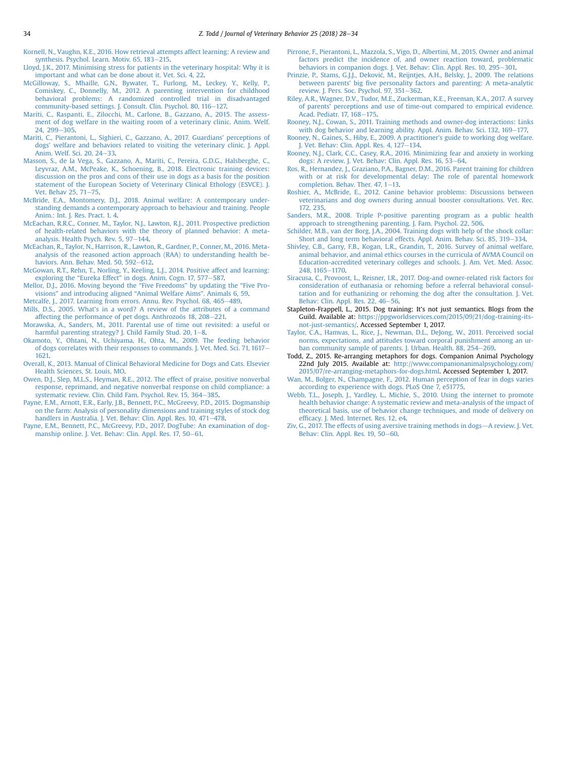Kornell, N., Vaughn, K.E., 2016. How retrieval attempts affect learning: A review and synthesis. Psychol. Learn. Motiv. 65, 183–215.

Lloyd, J.K., 2017. Minimising stress for patients in the veterinary hospital: Why it is important and what can be done about it. Vet. Sci. 4, 22.

McGilloway, S., Mhaille, G.N., Bywater, T., Furlong, M., Leckey, Y., Kelly, P., Comiskey, C., Donnelly, M., 2012. A parenting intervention for childhood behavioral problems: A randomized controlled trial in disadvantaged community-based settings. J. Consult. Clin. Psychol. 80, 116–127.

Mariti, C., Raspanti, E., Zilocchi, M., Carlone, B., Gazzano, A., 2015. The assessment of dog welfare in the waiting room of a veterinary clinic. Anim. Welf. 24, 299–305.

Mariti, C., Pierantoni, L., Sighieri, C., Gazzano, A., 2017. Guardians' perceptions of dogs' welfare and behaviors related to visiting the veterinary clinic. J. Appl. Anim. Welf. Sci. 20, 24–33.

Masson, S., de la Vega, S., Gazzano, A., Mariti, C., Pereira, G.D.G., Halsberghe, C., Leyvraz, A.M., McPeake, K., Schoening, B., 2018. Electronic training devices: discussion on the pros and cons of their use in dogs as a basis for the position statement of the European Society of Veterinary Clinical Ethology (ESVCE). J. Vet. Behav 25, 71–75.

McBride, E.A., Montomery, D.J., 2018. Animal welfare: A contemporary understanding demands a contemporary approach to behaviour and training. People Anim.: Int. J. Res. Pract. 1, 4.

McEachan, R.R.C., Conner, M., Taylor, N.J., Lawton, R.J., 2011. Prospective prediction of health-related behaviors with the theory of planned behavior: A meta-analysis. Health Psych. Rev. 5, 97–144.

McEachan, R., Taylor, N., Harrison, R., Lawton, R., Gardner, P., Conner, M., 2016. Meta-analysis of the reasoned action approach (RAA) to understanding health behaviors. Ann. Behav. Med. 50, 592–612.

McGowan, R.T., Rehn, T., Norling, Y., Keeling, L.J., 2014. Positive affect and learning: exploring the "Eureka Effect" in dogs. Anim. Cogn. 17, 577–587.

Mellor, D.J., 2016. Moving beyond the "Five Freedoms" by updating the "Five Provisions" and introducing aligned "Animal Welfare Aims". Animals 6, 59.

Metcalfe, J., 2017. Learning from errors. Annu. Rev. Psychol. 68, 465–489.

Mills, D.S., 2005. What's in a word? A review of the attributes of a command affecting the performance of pet dogs. Anthrozoös 18, 208–221.

Morawska, A., Sanders, M., 2011. Parental use of time out revisited: a useful or harmful parenting strategy? J. Child Family Stud. 20, 1–8.

Okamoto, Y., Ohtani, N., Uchiyama, H., Ohta, M., 2009. The feeding behavior of dogs correlates with their responses to commands. J. Vet. Med. Sci. 71, 1617–1621.

Overall, K., 2013. Manual of Clinical Behavioral Medicine for Dogs and Cats. Elsevier Health Sciences, St. Louis, MO.

Owen, D.J., Slep, M.L.S., Heyman, R.E., 2012. The effect of praise, positive nonverbal response, reprimand, and negative nonverbal response on child compliance: a systematic review. Clin. Child Fam. Psychol. Rev. 15, 364–385.

Payne, E.M., Arnott, E.R., Early, J.B., Bennett, P.C., McGreevy, P.D., 2015. Dogmanship on the farm: Analysis of personality dimensions and training styles of stock dog handlers in Australia. J. Vet. Behav: Clin. Appl. Res. 10, 471–478.

Payne, E.M., Bennett, P.C., McGreevy, P.D., 2017. DogTube: An examination of dogmanship online. J. Vet. Behav: Clin. Appl. Res. 17, 50–61.

Pirrone, F., Pierantoni, L., Mazzola, S., Vigo, D., Albertini, M., 2015. Owner and animal factors predict the incidence of, and owner reaction toward, problematic behaviors in companion dogs. J. Vet. Behav: Clin. Appl. Res. 10, 295–301.

Prinzie, P., Stams, G.J.J., Deković, M., Reijntjes, A.H., Belsky, J., 2009. The relations between parents' big five personality factors and parenting: A meta-analytic review. J. Pers. Soc. Psychol. 97, 351–362.

Riley, A.R., Wagner, D.V., Tudor, M.E., Zuckerman, K.E., Freeman, K.A., 2017. A survey of parents' perceptions and use of time-out compared to empirical evidence. Acad. Pediatr. 17, 168–175.

Rooney, N.J., Cowan, S., 2011. Training methods and owner-dog interactions: Links with dog behavior and learning ability. Appl. Anim. Behav. Sci. 132, 169–177.

Rooney, N., Gaines, S., Hiby, E., 2009. A practitioner's guide to working dog welfare. J. Vet. Behav: Clin. Appl. Res. 4, 127–134.

Rooney, N.J., Clark, C.C., Casey, R.A., 2016. Minimizing fear and anxiety in working dogs: A review. J. Vet. Behav: Clin. Appl. Res. 16, 53–64.

Ros, R., Hernandez, J., Graziano, P.A., Bagner, D.M., 2016. Parent training for children with or at risk for developmental delay: The role of parental homework completion. Behav. Ther. 47, 1–13.

Roshier, A., McBride, E., 2012. Canine behavior problems: Discussions between veterinarians and dog owners during annual booster consultations. Vet. Rec. 172, 235.

Sanders, M.R., 2008. Triple P-positive parenting program as a public health approach to strengthening parenting. J. Fam. Psychol. 22, 506.

Schilder, M.B., van der Borg, J.A., 2004. Training dogs with help of the shock collar: Short and long term behavioral effects. Appl. Anim. Behav. Sci. 85, 319–334.

Shivley, C.B., Garry, F.B., Kogan, L.R., Grandin, T., 2016. Survey of animal welfare, animal behavior, and animal ethics courses in the curricula of AVMA Council on Education-accredited veterinary colleges and schools. J. Am. Vet. Med. Assoc. 248, 1165–1170.

Siracusa, C., Provoost, L., Reisner, I.R., 2017. Dog-and owner-related risk factors for consideration of euthanasia or rehoming before a referral behavioral consultation and for euthanizing or rehoming the dog after the consultation. J. Vet. Behav: Clin. Appl. Res. 22, 46–56.

Stapleton-Frappell, L., 2015. Dog training: It's not just semantics. Blogs from the Guild. Available at: https://ppgworldservices.com/2015/09/21/dog-training-its-not-just-semantics/. Accessed September 1, 2017.

Taylor, C.A., Hamvas, L., Rice, J., Newman, D.L., DeJong, W., 2011. Perceived social norms, expectations, and attitudes toward corporal punishment among an urban community sample of parents. J. Urban. Health. 88, 254–269.

Todd, Z., 2015. Re-arranging metaphors for dogs. Companion Animal Psychology 22nd July 2015. Available at: http://www.companionanimalpsychology.com/2015/07/re-arranging-metaphors-for-dogs.html. Accessed September 1, 2017.

Wan, M., Bolger, N., Champagne, F., 2012. Human perception of fear in dogs varies according to experience with dogs. PLoS One 7, e51775.

Webb, T.L., Joseph, J., Yardley, L., Michie, S., 2010. Using the internet to promote health behavior change: A systematic review and meta-analysis of the impact of theoretical basis, use of behavior change techniques, and mode of delivery on efficacy. J. Med. Internet. Res. 12, e4.

Ziv, G., 2017. The effects of using aversive training methods in dogs—A review. J. Vet. Behav: Clin. Appl. Res. 19, 50–60.